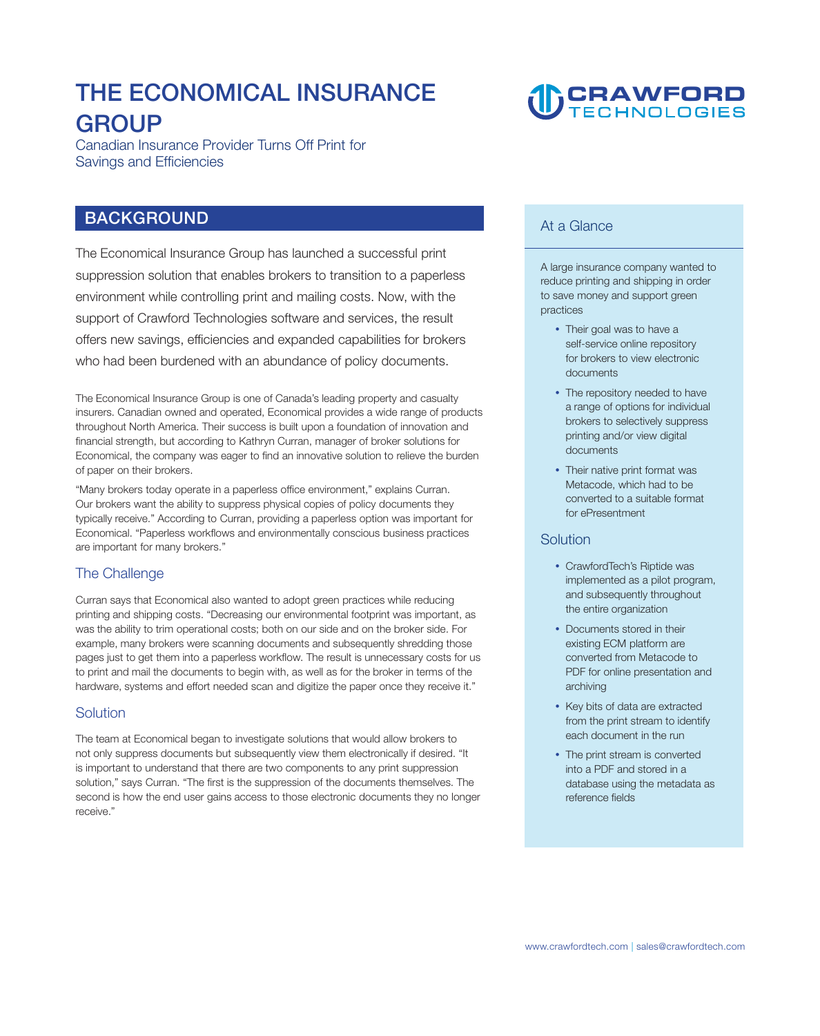# THE ECONOMICAL INSURANCE GROUP

Canadian Insurance Provider Turns Off Print for Savings and Efficiencies

## BACKGROUND

The Economical Insurance Group has launched a successful print suppression solution that enables brokers to transition to a paperless environment while controlling print and mailing costs. Now, with the support of Crawford Technologies software and services, the result offers new savings, efficiencies and expanded capabilities for brokers who had been burdened with an abundance of policy documents.

The Economical Insurance Group is one of Canada's leading property and casualty insurers. Canadian owned and operated, Economical provides a wide range of products throughout North America. Their success is built upon a foundation of innovation and financial strength, but according to Kathryn Curran, manager of broker solutions for Economical, the company was eager to find an innovative solution to relieve the burden of paper on their brokers.

"Many brokers today operate in a paperless office environment," explains Curran. Our brokers want the ability to suppress physical copies of policy documents they typically receive." According to Curran, providing a paperless option was important for Economical. "Paperless workflows and environmentally conscious business practices are important for many brokers."

### The Challenge

Curran says that Economical also wanted to adopt green practices while reducing printing and shipping costs. "Decreasing our environmental footprint was important, as was the ability to trim operational costs; both on our side and on the broker side. For example, many brokers were scanning documents and subsequently shredding those pages just to get them into a paperless workflow. The result is unnecessary costs for us to print and mail the documents to begin with, as well as for the broker in terms of the hardware, systems and effort needed scan and digitize the paper once they receive it."

### Solution

The team at Economical began to investigate solutions that would allow brokers to not only suppress documents but subsequently view them electronically if desired. "It is important to understand that there are two components to any print suppression solution," says Curran. "The first is the suppression of the documents themselves. The second is how the end user gains access to those electronic documents they no longer receive."

### At a Glance

A large insurance company wanted to reduce printing and shipping in order to save money and support green practices

- Their goal was to have a self-service online repository for brokers to view electronic documents
- The repository needed to have a range of options for individual brokers to selectively suppress printing and/or view digital documents
- Their native print format was Metacode, which had to be converted to a suitable format for ePresentment

### Solution

- CrawfordTech's Riptide was implemented as a pilot program, and subsequently throughout the entire organization
- Documents stored in their existing ECM platform are converted from Metacode to PDF for online presentation and archiving
- Key bits of data are extracted from the print stream to identify each document in the run
- The print stream is converted into a PDF and stored in a database using the metadata as reference fields

www.crawfordtech.com | sales@crawfordtech.com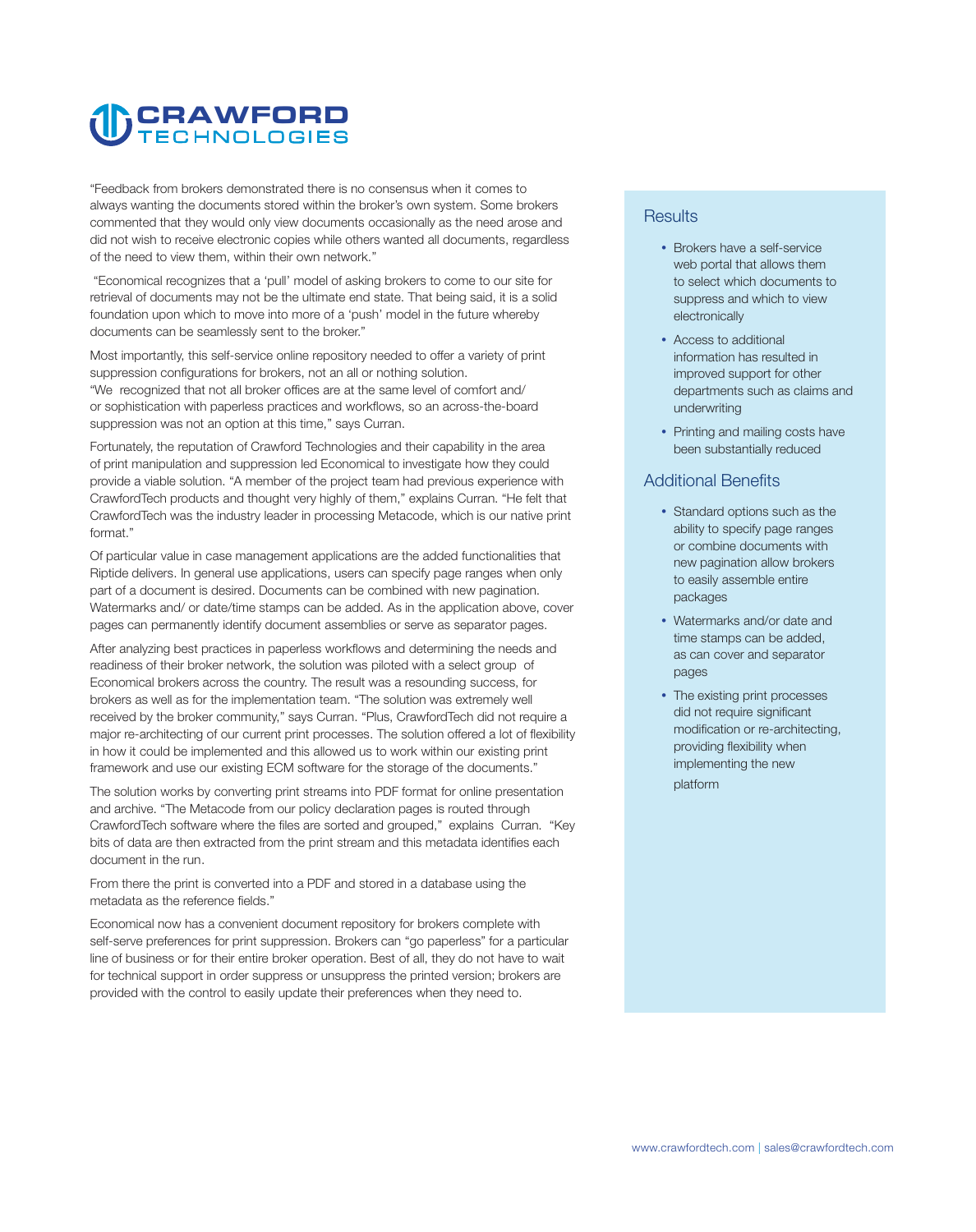"Feedback from brokers demonstrated there is no consensus when it comes to always wanting the documents stored within the broker's own system. Some brokers commented that they would only view documents occasionally as the need arose and did not wish to receive electronic copies while others wanted all documents, regardless of the need to view them, within their own network."

"Economical recognizes that a 'pull' model of asking brokers to come to our site for retrieval of documents may not be the ultimate end state. That being said, it is a solid foundation upon which to move into more of a 'push' model in the future whereby documents can be seamlessly sent to the broker."

Most importantly, this self-service online repository needed to offer a variety of print suppression configurations for brokers, not an all or nothing solution. "We recognized that not all broker offices are at the same level of comfort and/ or sophistication with paperless practices and workflows, so an across-the-board suppression was not an option at this time," says Curran.

Fortunately, the reputation of Crawford Technologies and their capability in the area of print manipulation and suppression led Economical to investigate how they could provide a viable solution. "A member of the project team had previous experience with CrawfordTech products and thought very highly of them," explains Curran. "He felt that CrawfordTech was the industry leader in processing Metacode, which is our native print format."

Of particular value in case management applications are the added functionalities that Riptide delivers. In general use applications, users can specify page ranges when only part of a document is desired. Documents can be combined with new pagination. Watermarks and/ or date/time stamps can be added. As in the application above, cover pages can permanently identify document assemblies or serve as separator pages.

After analyzing best practices in paperless workflows and determining the needs and readiness of their broker network, the solution was piloted with a select group of Economical brokers across the country. The result was a resounding success, for brokers as well as for the implementation team. "The solution was extremely well received by the broker community," says Curran. "Plus, CrawfordTech did not require a major re-architecting of our current print processes. The solution offered a lot of flexibility in how it could be implemented and this allowed us to work within our existing print framework and use our existing ECM software for the storage of the documents."

The solution works by converting print streams into PDF format for online presentation and archive. "The Metacode from our policy declaration pages is routed through CrawfordTech software where the files are sorted and grouped," explains Curran. "Key bits of data are then extracted from the print stream and this metadata identifies each document in the run.

From there the print is converted into a PDF and stored in a database using the metadata as the reference fields."

Economical now has a convenient document repository for brokers complete with self-serve preferences for print suppression. Brokers can "go paperless" for a particular line of business or for their entire broker operation. Best of all, they do not have to wait for technical support in order suppress or unsuppress the printed version; brokers are provided with the control to easily update their preferences when they need to.

## Results

- Brokers have a self-service web portal that allows them to select which documents to suppress and which to view electronically
- Access to additional information has resulted in improved support for other departments such as claims and underwriting
- Printing and mailing costs have been substantially reduced

## Additional Benefits

- Standard options such as the ability to specify page ranges or combine documents with new pagination allow brokers to easily assemble entire packages
- Watermarks and/or date and time stamps can be added, as can cover and separator pages
- The existing print processes did not require significant modification or re-architecting, providing flexibility when implementing the new platform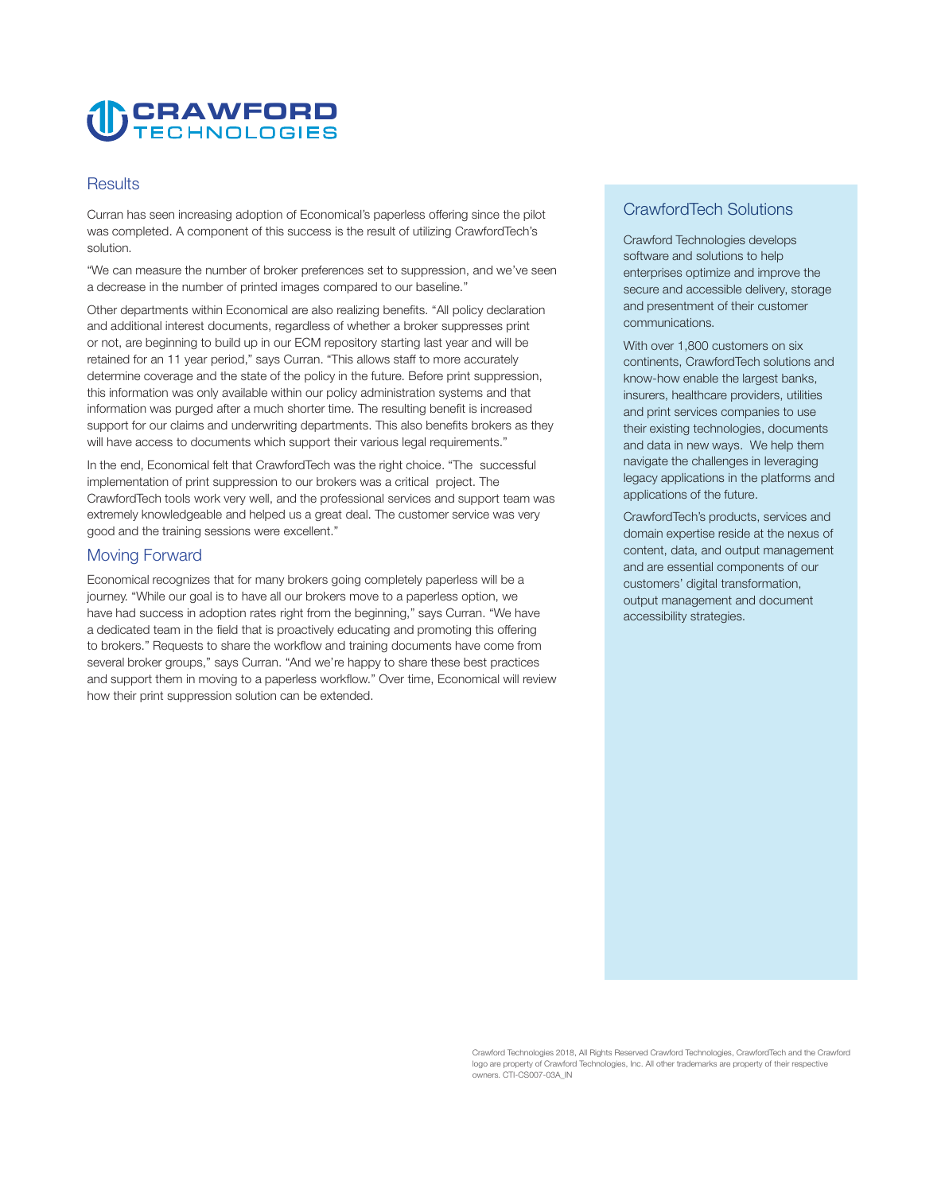CRAWFORD TECHNOLOGIES

## Results

Curran has seen increasing adoption of Economical's paperless offering since the pilot was completed. A component of this success is the result of utilizing CrawfordTech's solution.

"We can measure the number of broker preferences set to suppression, and we've seen a decrease in the number of printed images compared to our baseline."

Other departments within Economical are also realizing benefits. "All policy declaration and additional interest documents, regardless of whether a broker suppresses print or not, are beginning to build up in our ECM repository starting last year and will be retained for an 11 year period," says Curran. "This allows staff to more accurately determine coverage and the state of the policy in the future. Before print suppression, this information was only available within our policy administration systems and that information was purged after a much shorter time. The resulting benefit is increased support for our claims and underwriting departments. This also benefits brokers as they will have access to documents which support their various legal requirements."

In the end, Economical felt that CrawfordTech was the right choice. "The successful implementation of print suppression to our brokers was a critical project. The CrawfordTech tools work very well, and the professional services and support team was extremely knowledgeable and helped us a great deal. The customer service was very good and the training sessions were excellent."

## Moving Forward

Economical recognizes that for many brokers going completely paperless will be a journey. "While our goal is to have all our brokers move to a paperless option, we have had success in adoption rates right from the beginning," says Curran. "We have a dedicated team in the field that is proactively educating and promoting this offering to brokers." Requests to share the workflow and training documents have come from several broker groups," says Curran. "And we're happy to share these best practices and support them in moving to a paperless workflow." Over time, Economical will review how their print suppression solution can be extended.

## CrawfordTech Solutions

Crawford Technologies develops software and solutions to help enterprises optimize and improve the secure and accessible delivery, storage and presentment of their customer communications.

With over 1,800 customers on six continents, CrawfordTech solutions and know-how enable the largest banks, insurers, healthcare providers, utilities and print services companies to use their existing technologies, documents and data in new ways. We help them navigate the challenges in leveraging legacy applications in the platforms and applications of the future.

CrawfordTech's products, services and domain expertise reside at the nexus of content, data, and output management and are essential components of our customers' digital transformation, output management and document accessibility strategies.

Crawford Technologies 2018, All Rights Reserved Crawford Technologies, CrawfordTech and the Crawford logo are property of Crawford Technologies, Inc. All other trademarks are property of their respective owners. CTI-CS007-03A_IN